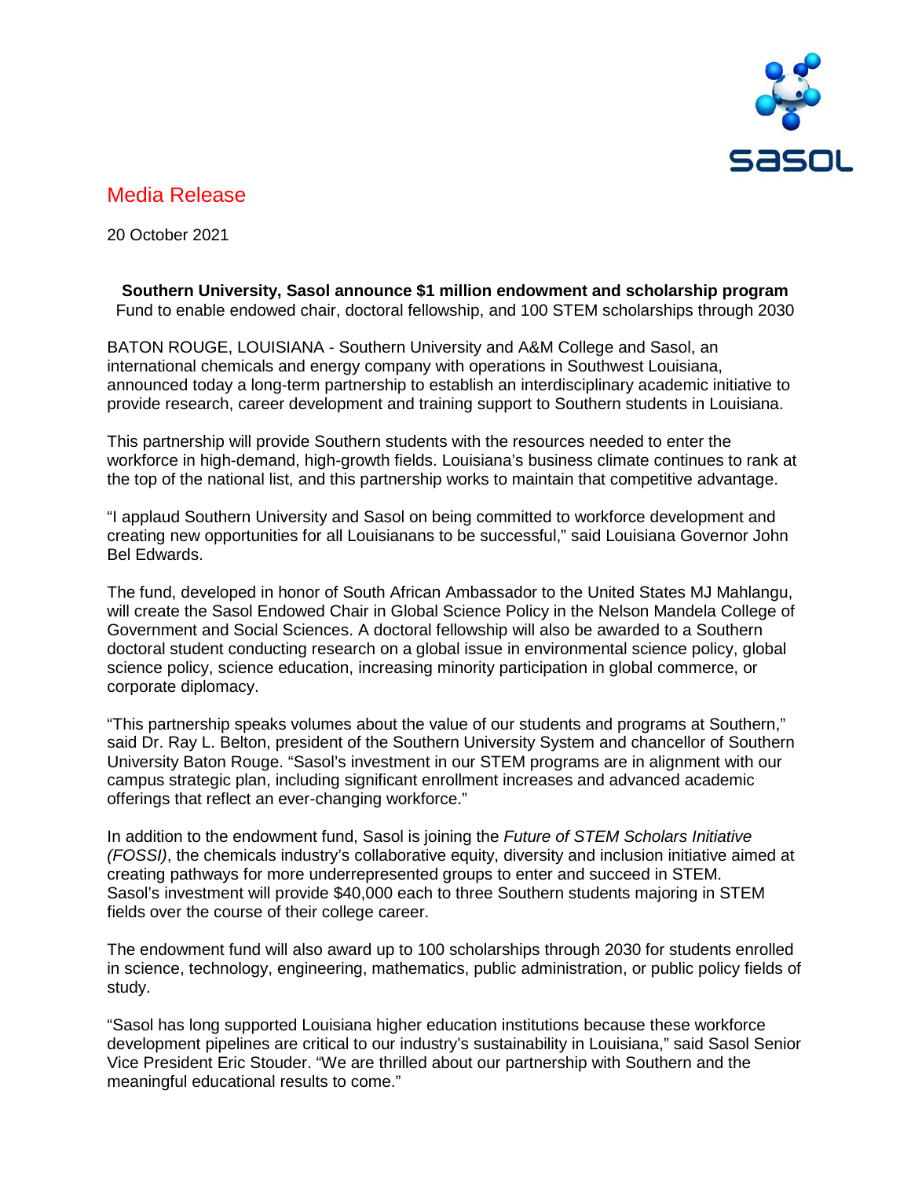# Media Release

20 October 2021

**Southern University, Sasol announce $1 million endowment and scholarship program**
Fund to enable endowed chair, doctoral fellowship, and 100 STEM scholarships through 2030

BATON ROUGE, LOUISIANA - Southern University and A&M College and Sasol, an international chemicals and energy company with operations in Southwest Louisiana, announced today a long-term partnership to establish an interdisciplinary academic initiative to provide research, career development and training support to Southern students in Louisiana.

This partnership will provide Southern students with the resources needed to enter the workforce in high-demand, high-growth fields. Louisiana's business climate continues to rank at the top of the national list, and this partnership works to maintain that competitive advantage.

"I applaud Southern University and Sasol on being committed to workforce development and creating new opportunities for all Louisianans to be successful," said Louisiana Governor John Bel Edwards.

The fund, developed in honor of South African Ambassador to the United States MJ Mahlangu, will create the Sasol Endowed Chair in Global Science Policy in the Nelson Mandela College of Government and Social Sciences. A doctoral fellowship will also be awarded to a Southern doctoral student conducting research on a global issue in environmental science policy, global science policy, science education, increasing minority participation in global commerce, or corporate diplomacy.

"This partnership speaks volumes about the value of our students and programs at Southern," said Dr. Ray L. Belton, president of the Southern University System and chancellor of Southern University Baton Rouge. "Sasol's investment in our STEM programs are in alignment with our campus strategic plan, including significant enrollment increases and advanced academic offerings that reflect an ever-changing workforce."

In addition to the endowment fund, Sasol is joining the *Future of STEM Scholars Initiative (FOSSI)*, the chemicals industry's collaborative equity, diversity and inclusion initiative aimed at creating pathways for more underrepresented groups to enter and succeed in STEM. Sasol's investment will provide $40,000 each to three Southern students majoring in STEM fields over the course of their college career.

The endowment fund will also award up to 100 scholarships through 2030 for students enrolled in science, technology, engineering, mathematics, public administration, or public policy fields of study.

"Sasol has long supported Louisiana higher education institutions because these workforce development pipelines are critical to our industry's sustainability in Louisiana," said Sasol Senior Vice President Eric Stouder. "We are thrilled about our partnership with Southern and the meaningful educational results to come."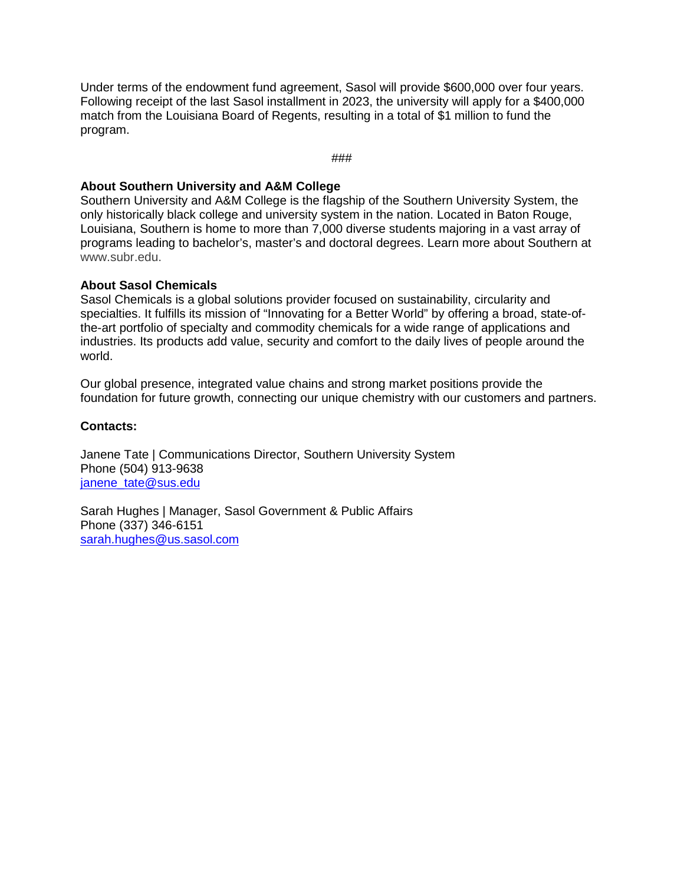Under terms of the endowment fund agreement, Sasol will provide $600,000 over four years. Following receipt of the last Sasol installment in 2023, the university will apply for a $400,000 match from the Louisiana Board of Regents, resulting in a total of $1 million to fund the program.

###

**About Southern University and A&M College**
Southern University and A&M College is the flagship of the Southern University System, the only historically black college and university system in the nation. Located in Baton Rouge, Louisiana, Southern is home to more than 7,000 diverse students majoring in a vast array of programs leading to bachelor's, master's and doctoral degrees. Learn more about Southern at www.subr.edu.

**About Sasol Chemicals**
Sasol Chemicals is a global solutions provider focused on sustainability, circularity and specialties. It fulfills its mission of "Innovating for a Better World" by offering a broad, state-of-the-art portfolio of specialty and commodity chemicals for a wide range of applications and industries. Its products add value, security and comfort to the daily lives of people around the world.

Our global presence, integrated value chains and strong market positions provide the foundation for future growth, connecting our unique chemistry with our customers and partners.

**Contacts:**

Janene Tate | Communications Director, Southern University System
Phone (504) 913-9638
janene_tate@sus.edu

Sarah Hughes | Manager, Sasol Government & Public Affairs
Phone (337) 346-6151
sarah.hughes@us.sasol.com